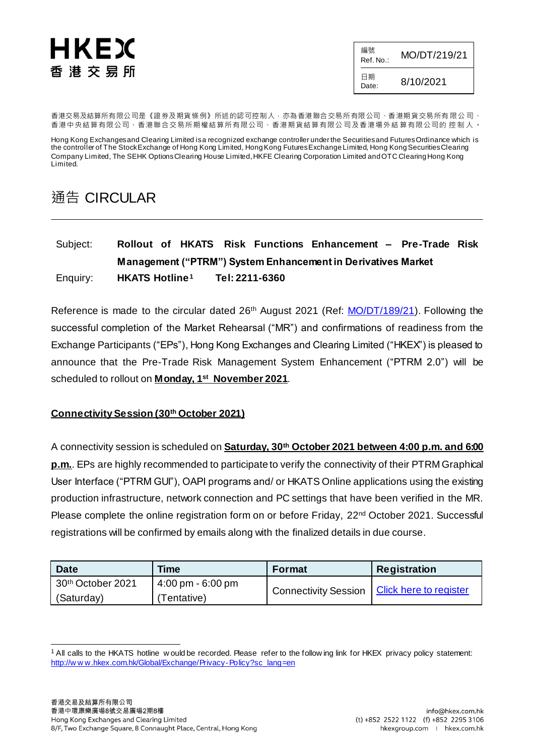HKEX
香港交易所

| 編號 Ref. No.: | MO/DT/219/21 |
| --- | --- |
| 日期 Date: | 8/10/2021 |

香港交易及結算所有限公司是《證券及期貨條例》所述的認可控制人，亦為香港聯合交易所有限公司、香港期貨交易所有限公司、香港中央結算有限公司、香港聯合交易所期權結算所有限公司、香港期貨結算有限公司及香港場外結算有限公司的控制人。

Hong Kong Exchanges and Clearing Limited is a recognized exchange controller under the Securities and Futures Ordinance which is the controller of The Stock Exchange of Hong Kong Limited, Hong Kong Futures Exchange Limited, Hong Kong Securities Clearing Company Limited, The SEHK Options Clearing House Limited, HKFE Clearing Corporation Limited and OTC Clearing Hong Kong Limited.

# 通告 CIRCULAR

Subject: **Rollout of HKATS Risk Functions Enhancement – Pre-Trade Risk Management ("PTRM") System Enhancement in Derivatives Market**

Enquiry: **HKATS Hotline[1] Tel: 2211-6360**

Reference is made to the circular dated 26th August 2021 (Ref: MO/DT/189/21). Following the successful completion of the Market Rehearsal ("MR") and confirmations of readiness from the Exchange Participants ("EPs"), Hong Kong Exchanges and Clearing Limited ("HKEX") is pleased to announce that the Pre-Trade Risk Management System Enhancement ("PTRM 2.0") will be scheduled to rollout on **Monday, 1st November 2021**.

## Connectivity Session (30th October 2021)

A connectivity session is scheduled on **Saturday, 30th October 2021 between 4:00 p.m. and 6:00 p.m.**. EPs are highly recommended to participate to verify the connectivity of their PTRM Graphical User Interface ("PTRM GUI"), OAPI programs and/ or HKATS Online applications using the existing production infrastructure, network connection and PC settings that have been verified in the MR. Please complete the online registration form on or before Friday, 22nd October 2021. Successful registrations will be confirmed by emails along with the finalized details in due course.

| Date | Time | Format | Registration |
| --- | --- | --- | --- |
| 30th October 2021 (Saturday) | 4:00 pm - 6:00 pm (Tentative) | Connectivity Session | Click here to register |

[1] All calls to the HKATS hotline would be recorded. Please refer to the following link for HKEX privacy policy statement: http://www.hkex.com.hk/Global/Exchange/Privacy-Policy?sc_lang=en

香港交易及結算所有限公司
香港中環康樂廣場8號交易廣場2期8樓
Hong Kong Exchanges and Clearing Limited
8/F, Two Exchange Square, 8 Connaught Place, Central, Hong Kong

info@hkex.com.hk
(t) +852 2522 1122 (f) +852 2295 3106
hkexgroup.com | hkex.com.hk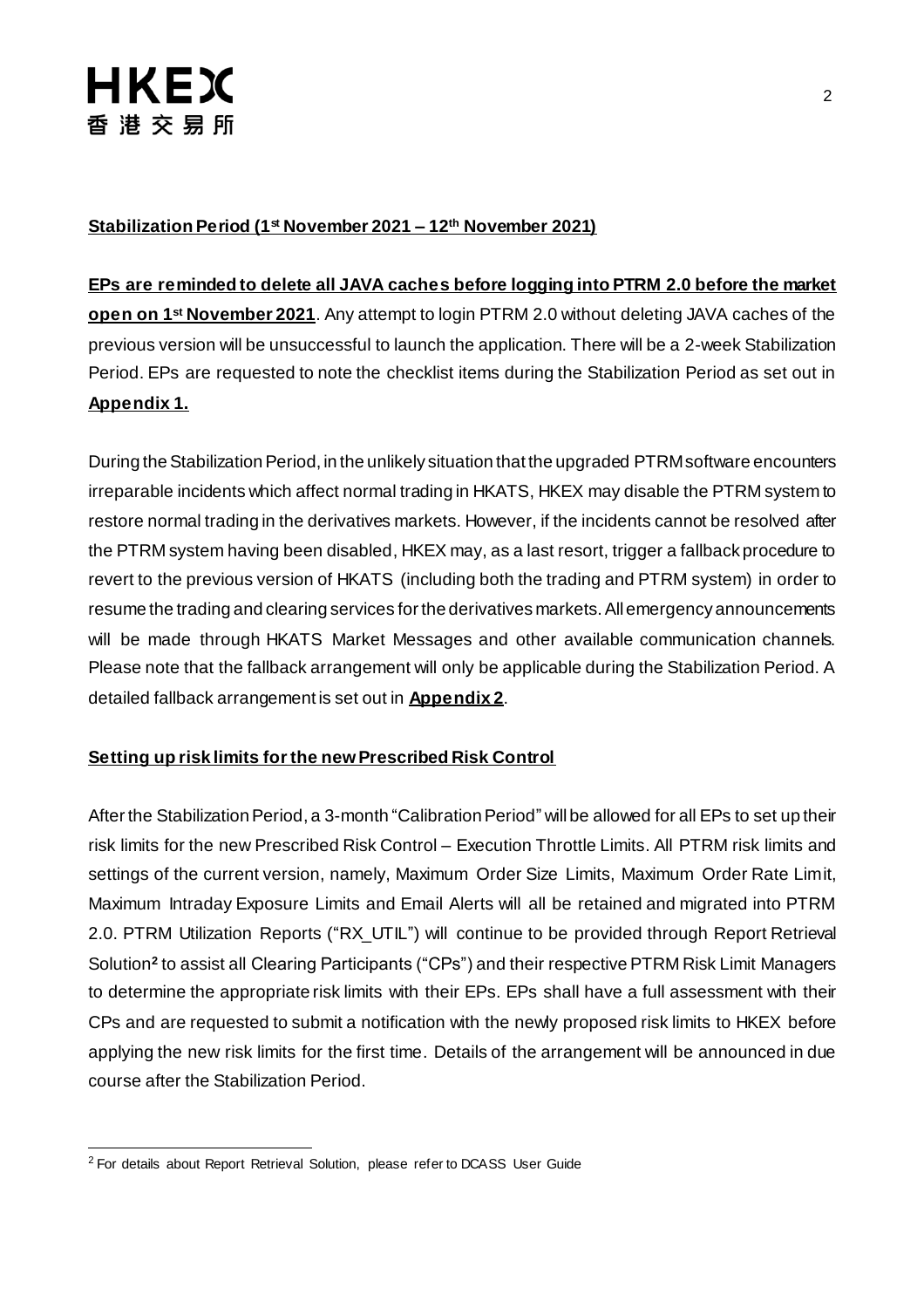**Stabilization Period (1st November 2021 – 12th November 2021)**

**EPs are reminded to delete all JAVA caches before logging into PTRM 2.0 before the market open on 1st November 2021**. Any attempt to login PTRM 2.0 without deleting JAVA caches of the previous version will be unsuccessful to launch the application. There will be a 2-week Stabilization Period. EPs are requested to note the checklist items during the Stabilization Period as set out in **Appendix 1.**

During the Stabilization Period, in the unlikely situation that the upgraded PTRM software encounters irreparable incidents which affect normal trading in HKATS, HKEX may disable the PTRM system to restore normal trading in the derivatives markets. However, if the incidents cannot be resolved after the PTRM system having been disabled, HKEX may, as a last resort, trigger a fallback procedure to revert to the previous version of HKATS (including both the trading and PTRM system) in order to resume the trading and clearing services for the derivatives markets. All emergency announcements will be made through HKATS Market Messages and other available communication channels. Please note that the fallback arrangement will only be applicable during the Stabilization Period. A detailed fallback arrangement is set out in **Appendix 2**.

**Setting up risk limits for the new Prescribed Risk Control**

After the Stabilization Period, a 3-month "Calibration Period" will be allowed for all EPs to set up their risk limits for the new Prescribed Risk Control – Execution Throttle Limits. All PTRM risk limits and settings of the current version, namely, Maximum Order Size Limits, Maximum Order Rate Limit, Maximum Intraday Exposure Limits and Email Alerts will all be retained and migrated into PTRM 2.0. PTRM Utilization Reports ("RX_UTIL") will continue to be provided through Report Retrieval Solution[2] to assist all Clearing Participants ("CPs") and their respective PTRM Risk Limit Managers to determine the appropriate risk limits with their EPs. EPs shall have a full assessment with their CPs and are requested to submit a notification with the newly proposed risk limits to HKEX before applying the new risk limits for the first time. Details of the arrangement will be announced in due course after the Stabilization Period.

[2] For details about Report Retrieval Solution, please refer to DCASS User Guide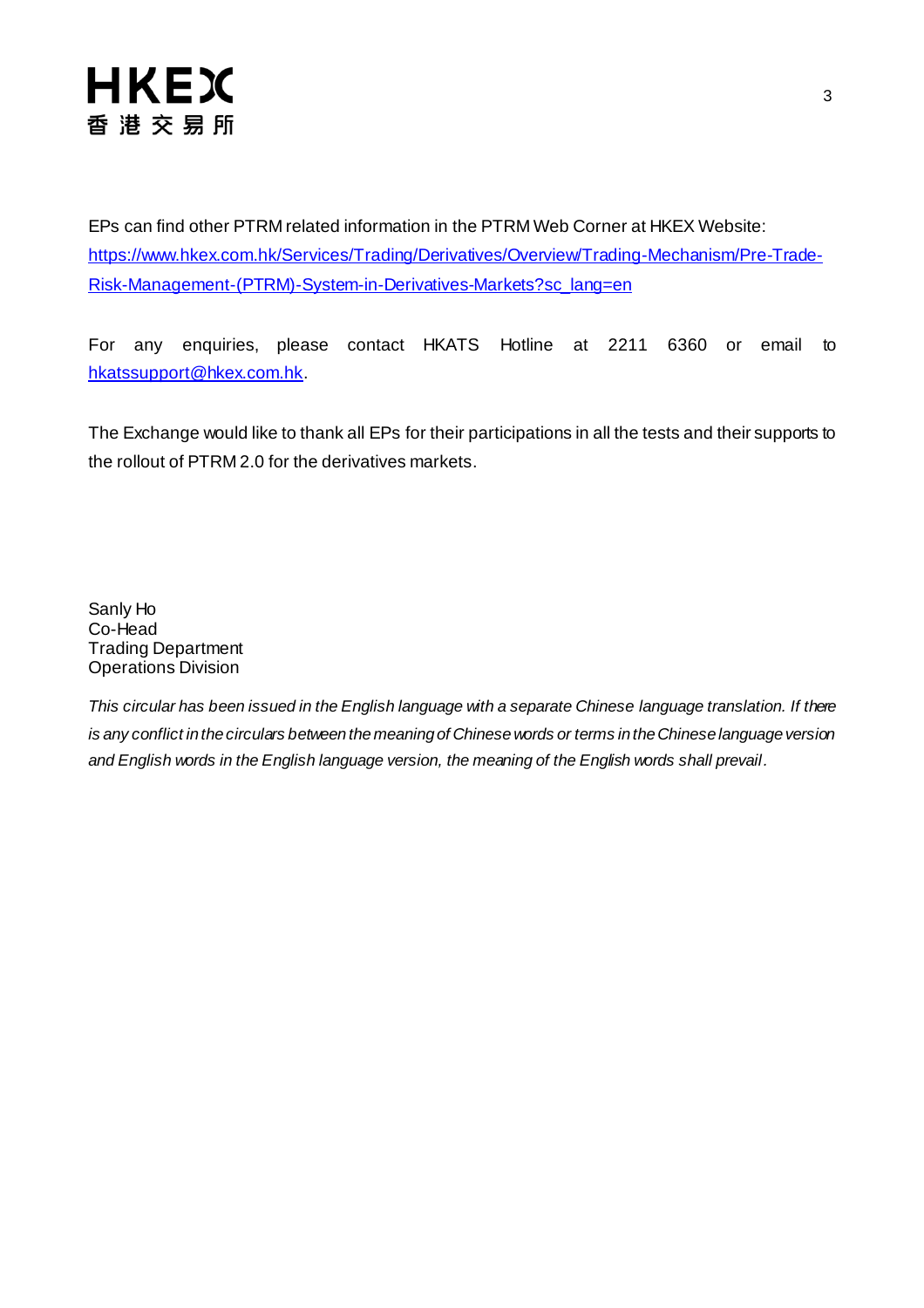EPs can find other PTRM related information in the PTRM Web Corner at HKEX Website: [https://www.hkex.com.hk/Services/Trading/Derivatives/Overview/Trading-Mechanism/Pre-Trade-Risk-Management-(PTRM)-System-in-Derivatives-Markets?sc_lang=en](https://www.hkex.com.hk/Services/Trading/Derivatives/Overview/Trading-Mechanism/Pre-Trade-Risk-Management-(PTRM)-System-in-Derivatives-Markets?sc_lang=en)

For any enquiries, please contact HKATS Hotline at 2211 6360 or email to [hkatssupport@hkex.com.hk](mailto:hkatssupport@hkex.com.hk).

The Exchange would like to thank all EPs for their participations in all the tests and their supports to the rollout of PTRM 2.0 for the derivatives markets.

Sanly Ho
Co-Head
Trading Department
Operations Division

*This circular has been issued in the English language with a separate Chinese language translation. If there is any conflict in the circulars between the meaning of Chinese words or terms in the Chinese language version and English words in the English language version, the meaning of the English words shall prevail.*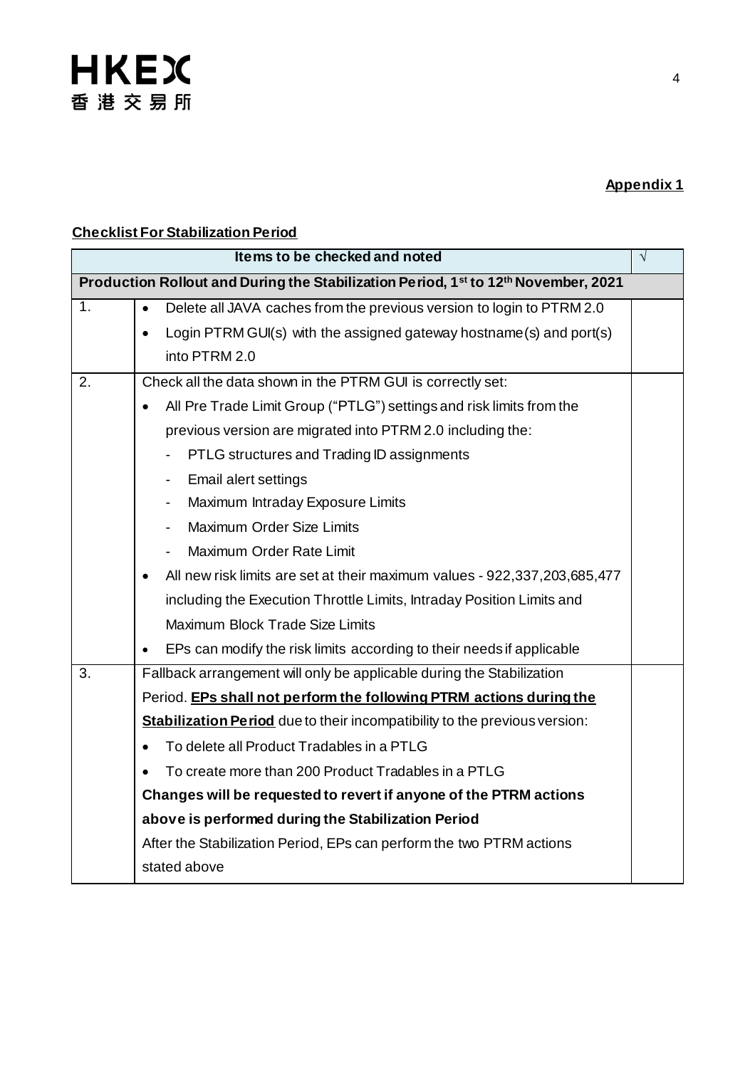**Appendix 1**

**Checklist For Stabilization Period**

| Items to be checked and noted | | √ |
|---|---|---|
| **Production Rollout and During the Stabilization Period, 1st to 12th November, 2021** | | |
| 1. | • Delete all JAVA caches from the previous version to login to PTRM 2.0<br>• Login PTRM GUI(s) with the assigned gateway hostname(s) and port(s) into PTRM 2.0 | |
| 2. | Check all the data shown in the PTRM GUI is correctly set:<br>• All Pre Trade Limit Group ("PTLG") settings and risk limits from the previous version are migrated into PTRM 2.0 including the:<br>- PTLG structures and Trading ID assignments<br>- Email alert settings<br>- Maximum Intraday Exposure Limits<br>- Maximum Order Size Limits<br>- Maximum Order Rate Limit<br>• All new risk limits are set at their maximum values - 922,337,203,685,477 including the Execution Throttle Limits, Intraday Position Limits and Maximum Block Trade Size Limits<br>• EPs can modify the risk limits according to their needs if applicable | |
| 3. | Fallback arrangement will only be applicable during the Stabilization Period. **<u>EPs shall not perform the following PTRM actions during the Stabilization Period</u>** due to their incompatibility to the previous version:<br>• To delete all Product Tradables in a PTLG<br>• To create more than 200 Product Tradables in a PTLG<br>**Changes will be requested to revert if anyone of the PTRM actions above is performed during the Stabilization Period**<br>After the Stabilization Period, EPs can perform the two PTRM actions stated above | |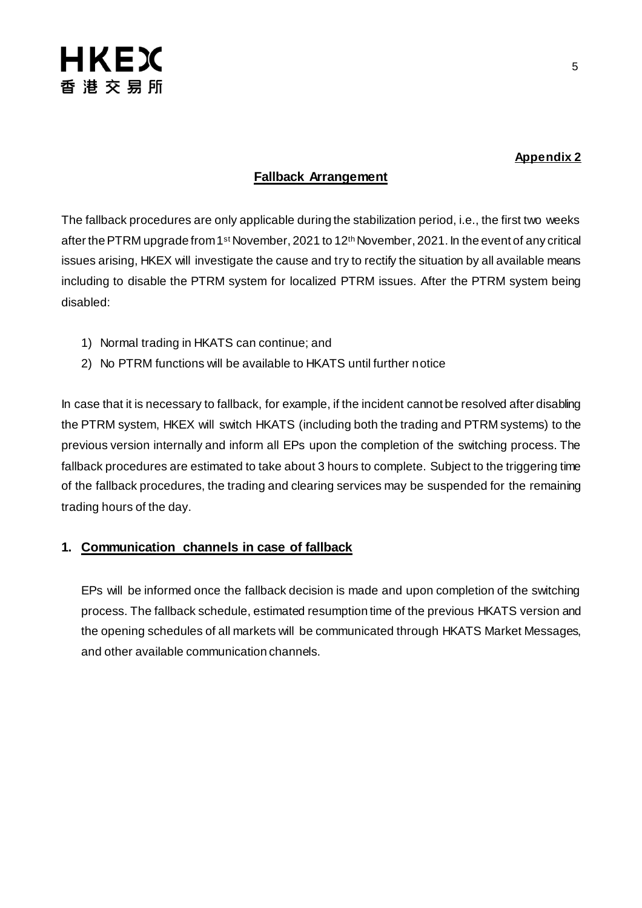**Appendix 2**

## Fallback Arrangement

The fallback procedures are only applicable during the stabilization period, i.e., the first two weeks after the PTRM upgrade from 1st November, 2021 to 12th November, 2021. In the event of any critical issues arising, HKEX will investigate the cause and try to rectify the situation by all available means including to disable the PTRM system for localized PTRM issues. After the PTRM system being disabled:

1) Normal trading in HKATS can continue; and
2) No PTRM functions will be available to HKATS until further notice

In case that it is necessary to fallback, for example, if the incident cannot be resolved after disabling the PTRM system, HKEX will switch HKATS (including both the trading and PTRM systems) to the previous version internally and inform all EPs upon the completion of the switching process. The fallback procedures are estimated to take about 3 hours to complete. Subject to the triggering time of the fallback procedures, the trading and clearing services may be suspended for the remaining trading hours of the day.

### 1. Communication channels in case of fallback

EPs will be informed once the fallback decision is made and upon completion of the switching process. The fallback schedule, estimated resumption time of the previous HKATS version and the opening schedules of all markets will be communicated through HKATS Market Messages, and other available communication channels.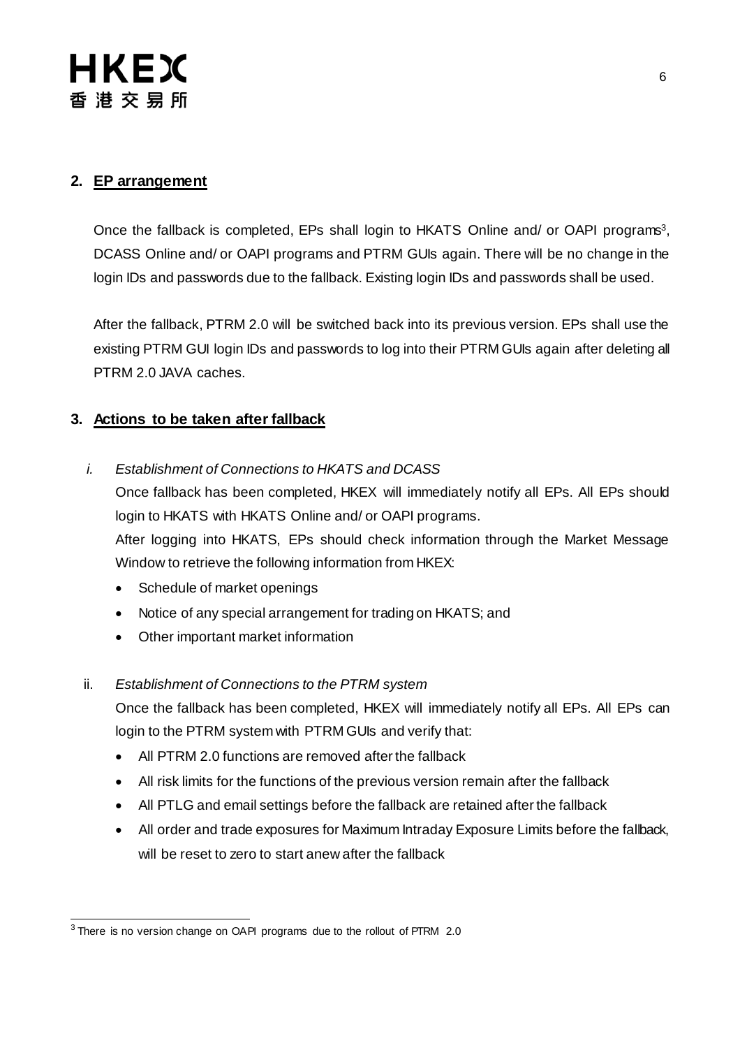## 2. EP arrangement

Once the fallback is completed, EPs shall login to HKATS Online and/ or OAPI programs[3], DCASS Online and/ or OAPI programs and PTRM GUIs again. There will be no change in the login IDs and passwords due to the fallback. Existing login IDs and passwords shall be used.

After the fallback, PTRM 2.0 will be switched back into its previous version. EPs shall use the existing PTRM GUI login IDs and passwords to log into their PTRM GUIs again after deleting all PTRM 2.0 JAVA caches.

## 3. Actions to be taken after fallback

*i. Establishment of Connections to HKATS and DCASS*

Once fallback has been completed, HKEX will immediately notify all EPs. All EPs should login to HKATS with HKATS Online and/ or OAPI programs.

After logging into HKATS, EPs should check information through the Market Message Window to retrieve the following information from HKEX:

- Schedule of market openings
- Notice of any special arrangement for trading on HKATS; and
- Other important market information

ii. *Establishment of Connections to the PTRM system*

Once the fallback has been completed, HKEX will immediately notify all EPs. All EPs can login to the PTRM system with PTRM GUIs and verify that:

- All PTRM 2.0 functions are removed after the fallback
- All risk limits for the functions of the previous version remain after the fallback
- All PTLG and email settings before the fallback are retained after the fallback
- All order and trade exposures for Maximum Intraday Exposure Limits before the fallback, will be reset to zero to start anew after the fallback

[3] There is no version change on OAPI programs due to the rollout of PTRM 2.0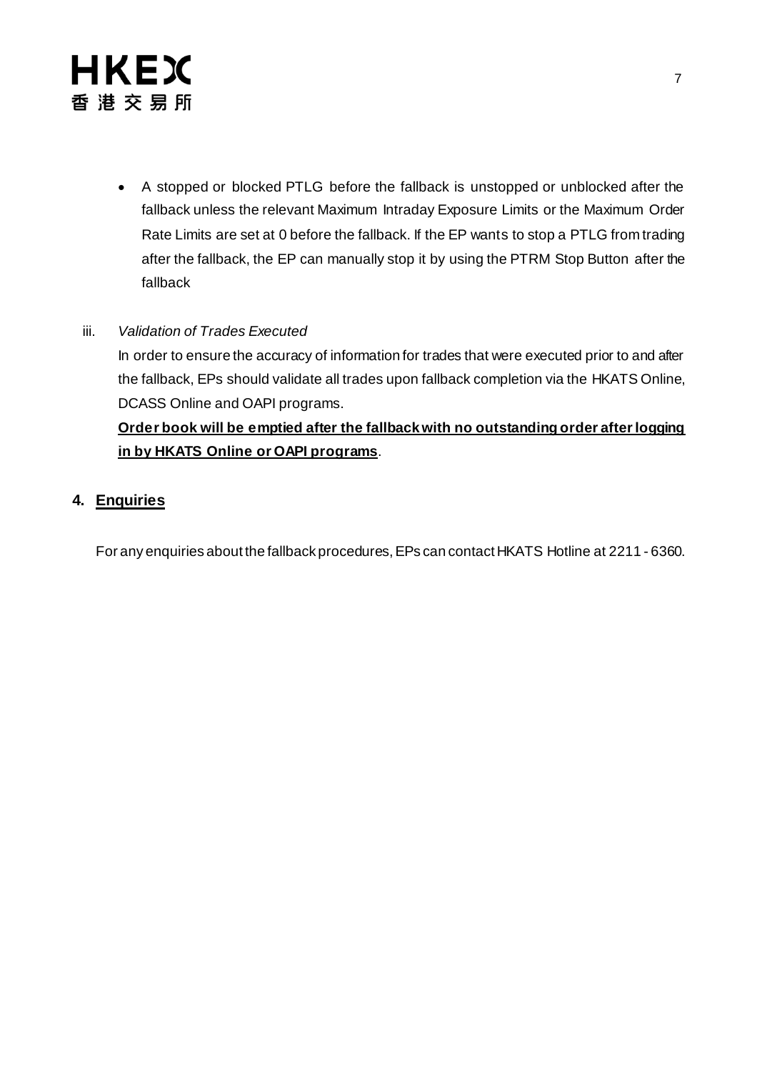- A stopped or blocked PTLG before the fallback is unstopped or unblocked after the fallback unless the relevant Maximum Intraday Exposure Limits or the Maximum Order Rate Limits are set at 0 before the fallback. If the EP wants to stop a PTLG from trading after the fallback, the EP can manually stop it by using the PTRM Stop Button after the fallback

iii. *Validation of Trades Executed*

In order to ensure the accuracy of information for trades that were executed prior to and after the fallback, EPs should validate all trades upon fallback completion via the HKATS Online, DCASS Online and OAPI programs.

<u>**Order book will be emptied after the fallback with no outstanding order after logging in by HKATS Online or OAPI programs**</u>.

## 4. <u>Enquiries</u>

For any enquiries about the fallback procedures, EPs can contact HKATS Hotline at 2211 - 6360.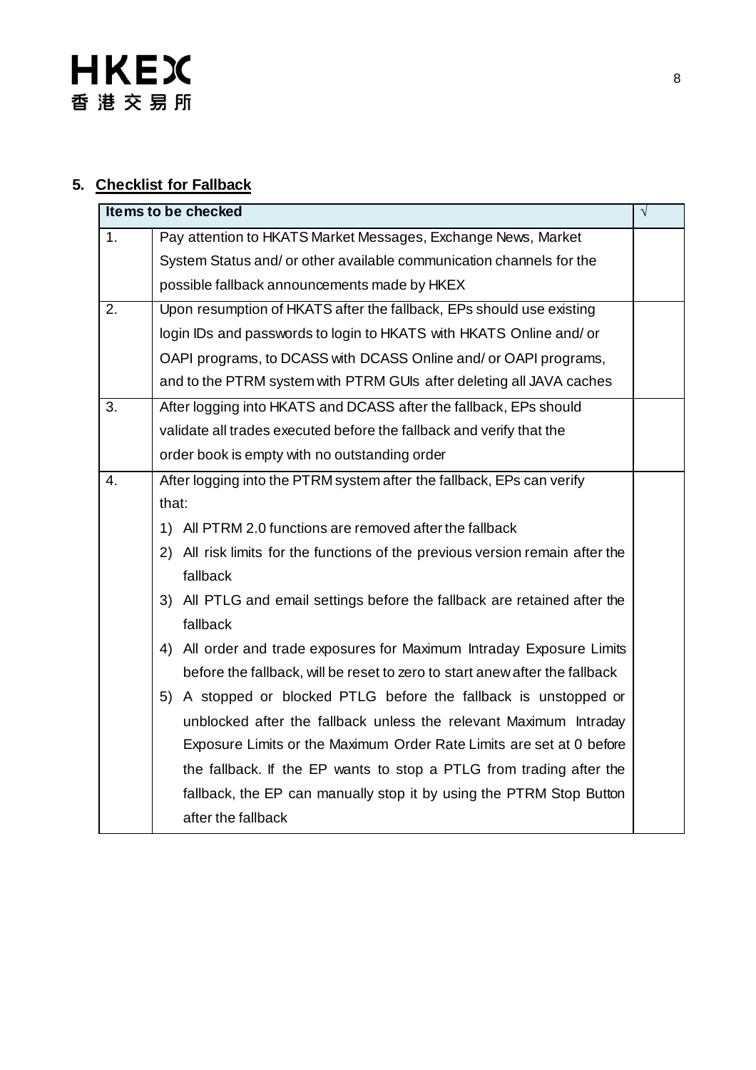## 5. Checklist for Fallback

| Items to be checked | | √ |
|---|---|---|
| 1. | Pay attention to HKATS Market Messages, Exchange News, Market System Status and/ or other available communication channels for the possible fallback announcements made by HKEX | |
| 2. | Upon resumption of HKATS after the fallback, EPs should use existing login IDs and passwords to login to HKATS with HKATS Online and/ or OAPI programs, to DCASS with DCASS Online and/ or OAPI programs, and to the PTRM system with PTRM GUIs after deleting all JAVA caches | |
| 3. | After logging into HKATS and DCASS after the fallback, EPs should validate all trades executed before the fallback and verify that the order book is empty with no outstanding order | |
| 4. | After logging into the PTRM system after the fallback, EPs can verify that:<br>1) All PTRM 2.0 functions are removed after the fallback<br>2) All risk limits for the functions of the previous version remain after the fallback<br>3) All PTLG and email settings before the fallback are retained after the fallback<br>4) All order and trade exposures for Maximum Intraday Exposure Limits before the fallback, will be reset to zero to start anew after the fallback<br>5) A stopped or blocked PTLG before the fallback is unstopped or unblocked after the fallback unless the relevant Maximum Intraday Exposure Limits or the Maximum Order Rate Limits are set at 0 before the fallback. If the EP wants to stop a PTLG from trading after the fallback, the EP can manually stop it by using the PTRM Stop Button after the fallback | |